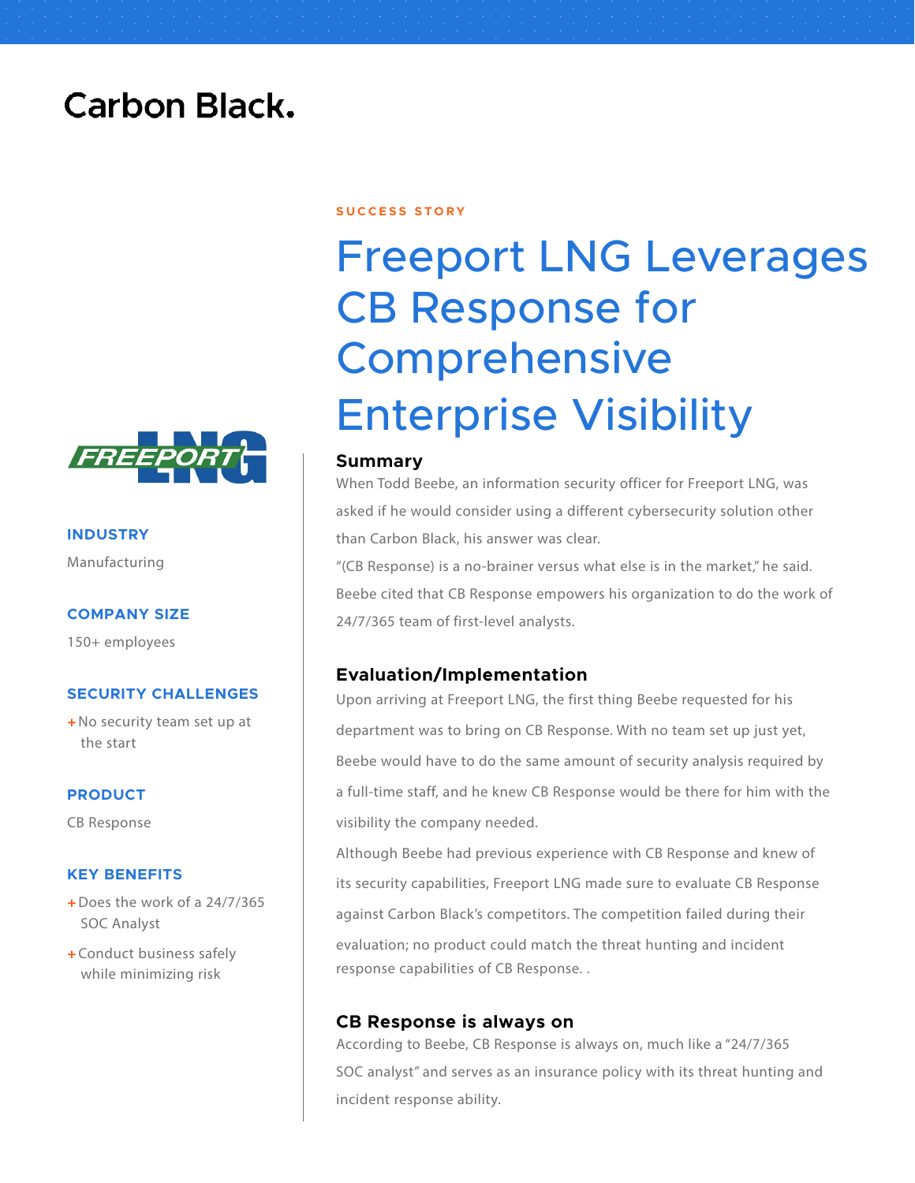Carbon Black.

SUCCESS STORY

# Freeport LNG Leverages CB Response for Comprehensive Enterprise Visibility

**INDUSTRY**

Manufacturing

**COMPANY SIZE**

150+ employees

**SECURITY CHALLENGES**

+ No security team set up at the start

**PRODUCT**

CB Response

**KEY BENEFITS**

+ Does the work of a 24/7/365 SOC Analyst
+ Conduct business safely while minimizing risk

## Summary

When Todd Beebe, an information security officer for Freeport LNG, was asked if he would consider using a different cybersecurity solution other than Carbon Black, his answer was clear.

"(CB Response) is a no-brainer versus what else is in the market," he said. Beebe cited that CB Response empowers his organization to do the work of 24/7/365 team of first-level analysts.

## Evaluation/Implementation

Upon arriving at Freeport LNG, the first thing Beebe requested for his department was to bring on CB Response. With no team set up just yet, Beebe would have to do the same amount of security analysis required by a full-time staff, and he knew CB Response would be there for him with the visibility the company needed.

Although Beebe had previous experience with CB Response and knew of its security capabilities, Freeport LNG made sure to evaluate CB Response against Carbon Black's competitors. The competition failed during their evaluation; no product could match the threat hunting and incident response capabilities of CB Response. .

## CB Response is always on

According to Beebe, CB Response is always on, much like a "24/7/365 SOC analyst" and serves as an insurance policy with its threat hunting and incident response ability.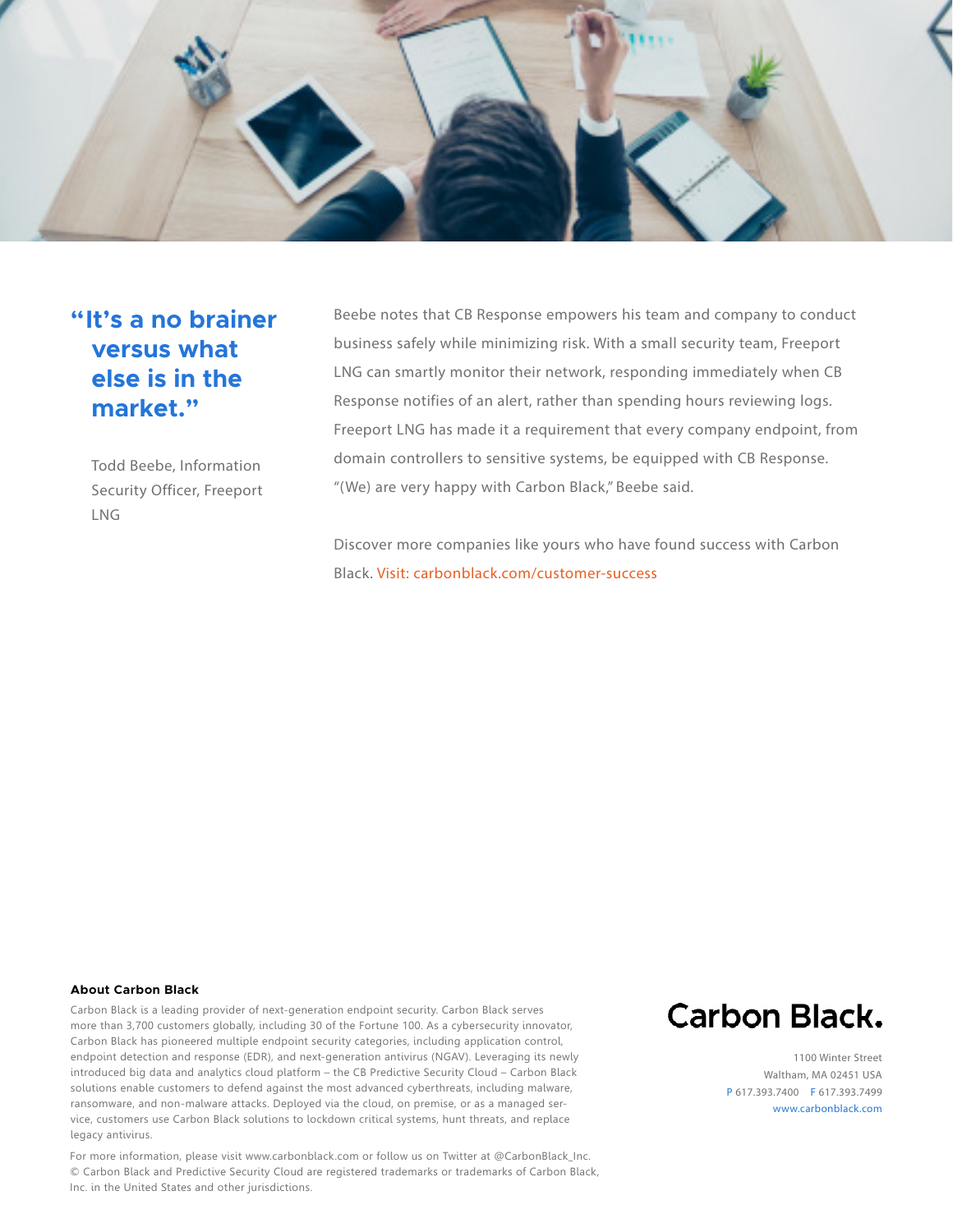**"It's a no brainer versus what else is in the market."**

Todd Beebe, Information Security Officer, Freeport LNG

Beebe notes that CB Response empowers his team and company to conduct business safely while minimizing risk. With a small security team, Freeport LNG can smartly monitor their network, responding immediately when CB Response notifies of an alert, rather than spending hours reviewing logs. Freeport LNG has made it a requirement that every company endpoint, from domain controllers to sensitive systems, be equipped with CB Response. "(We) are very happy with Carbon Black," Beebe said.

Discover more companies like yours who have found success with Carbon Black. Visit: carbonblack.com/customer-success

**About Carbon Black**

Carbon Black is a leading provider of next-generation endpoint security. Carbon Black serves more than 3,700 customers globally, including 30 of the Fortune 100. As a cybersecurity innovator, Carbon Black has pioneered multiple endpoint security categories, including application control, endpoint detection and response (EDR), and next-generation antivirus (NGAV). Leveraging its newly introduced big data and analytics cloud platform – the CB Predictive Security Cloud – Carbon Black solutions enable customers to defend against the most advanced cyberthreats, including malware, ransomware, and non-malware attacks. Deployed via the cloud, on premise, or as a managed service, customers use Carbon Black solutions to lockdown critical systems, hunt threats, and replace legacy antivirus.

For more information, please visit www.carbonblack.com or follow us on Twitter at @CarbonBlack_Inc. © Carbon Black and Predictive Security Cloud are registered trademarks or trademarks of Carbon Black, Inc. in the United States and other jurisdictions.

Carbon Black.

1100 Winter Street
Waltham, MA 02451 USA
P 617.393.7400 F 617.393.7499
www.carbonblack.com